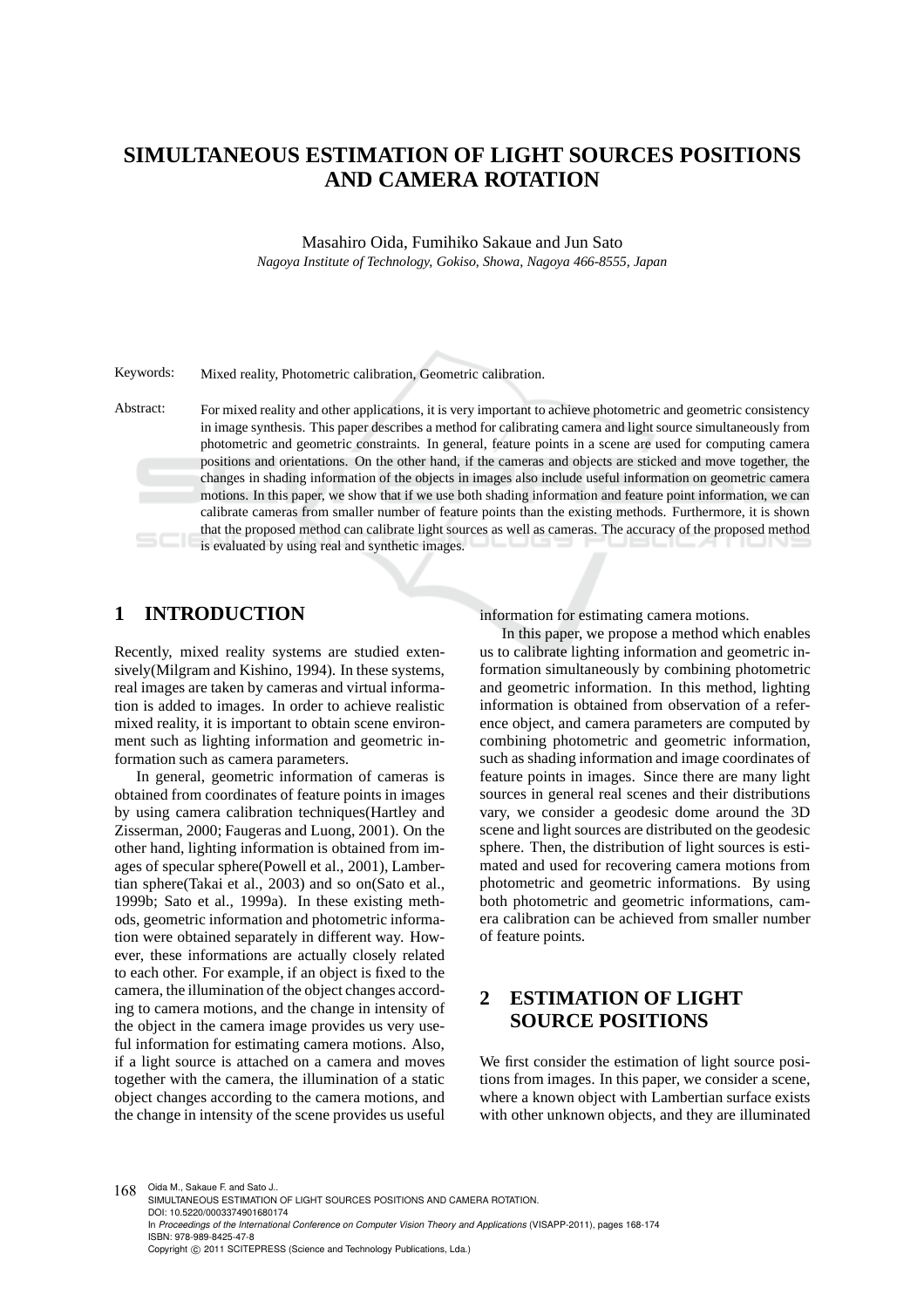# SIMULTANEOUS ESTIMATION OF LIGHT SOURCES POSITIONS AND CAMERA ROTATION

Masahiro Oida, Fumihiko Sakaue and Jun Sato

*Nagoya Institute of Technology, Gokiso, Showa, Nagoya 466-8555, Japan*

Keywords: Mixed reality, Photometric calibration, Geometric calibration.

Abstract: For mixed reality and other applications, it is very important to achieve photometric and geometric consistency in image synthesis. This paper describes a method for calibrating camera and light source simultaneously from photometric and geometric constraints. In general, feature points in a scene are used for computing camera positions and orientations. On the other hand, if the cameras and objects are sticked and move together, the changes in shading information of the objects in images also include useful information on geometric camera motions. In this paper, we show that if we use both shading information and feature point information, we can calibrate cameras from smaller number of feature points than the existing methods. Furthermore, it is shown that the proposed method can calibrate light sources as well as cameras. The accuracy of the proposed method is evaluated by using real and synthetic images.

## 1 INTRODUCTION

Recently, mixed reality systems are studied extensively(Milgram and Kishino, 1994). In these systems, real images are taken by cameras and virtual information is added to images. In order to achieve realistic mixed reality, it is important to obtain scene environment such as lighting information and geometric information such as camera parameters.

In general, geometric information of cameras is obtained from coordinates of feature points in images by using camera calibration techniques(Hartley and Zisserman, 2000; Faugeras and Luong, 2001). On the other hand, lighting information is obtained from images of specular sphere(Powell et al., 2001), Lambertian sphere(Takai et al., 2003) and so on(Sato et al., 1999b; Sato et al., 1999a). In these existing methods, geometric information and photometric information were obtained separately in different way. However, these informations are actually closely related to each other. For example, if an object is fixed to the camera, the illumination of the object changes according to camera motions, and the change in intensity of the object in the camera image provides us very useful information for estimating camera motions. Also, if a light source is attached on a camera and moves together with the camera, the illumination of a static object changes according to the camera motions, and the change in intensity of the scene provides us useful information for estimating camera motions.

In this paper, we propose a method which enables us to calibrate lighting information and geometric information simultaneously by combining photometric and geometric information. In this method, lighting information is obtained from observation of a reference object, and camera parameters are computed by combining photometric and geometric information, such as shading information and image coordinates of feature points in images. Since there are many light sources in general real scenes and their distributions vary, we consider a geodesic dome around the 3D scene and light sources are distributed on the geodesic sphere. Then, the distribution of light sources is estimated and used for recovering camera motions from photometric and geometric informations. By using both photometric and geometric informations, camera calibration can be achieved from smaller number of feature points.

## 2 ESTIMATION OF LIGHT SOURCE POSITIONS

We first consider the estimation of light source positions from images. In this paper, we consider a scene, where a known object with Lambertian surface exists with other unknown objects, and they are illuminated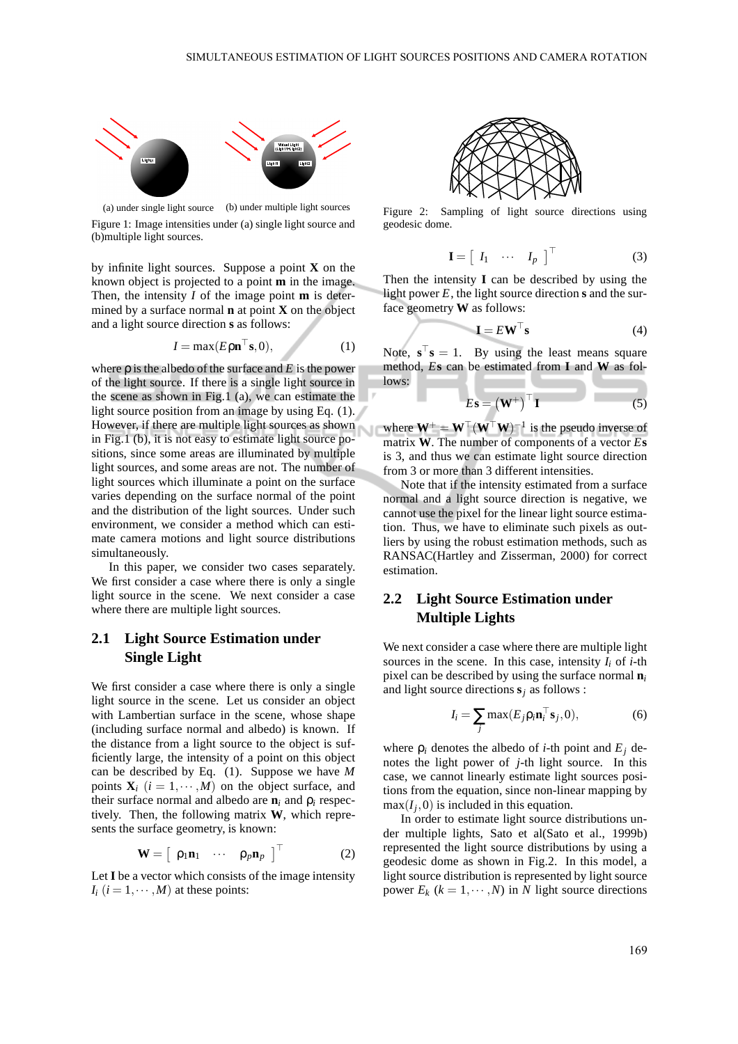(a) under single light source (b) under multiple light sources

Figure 1: Image intensities under (a) single light source and (b)multiple light sources.

by infinite light sources. Suppose a point $\mathbf{X}$ on the known object is projected to a point $\mathbf{m}$ in the image. Then, the intensity $I$ of the image point $\mathbf{m}$ is determined by a surface normal $\mathbf{n}$ at point $\mathbf{X}$ on the object and a light source direction $\mathbf{s}$ as follows:

$$I = \max(E\rho\mathbf{n}^{\top}\mathbf{s}, 0), \tag{1}$$

where $\rho$ is the albedo of the surface and $E$ is the power of the light source. If there is a single light source in the scene as shown in Fig.1 (a), we can estimate the light source position from an image by using Eq. (1). However, if there are multiple light sources as shown in Fig.1 (b), it is not easy to estimate light source positions, since some areas are illuminated by multiple light sources, and some areas are not. The number of light sources which illuminate a point on the surface varies depending on the surface normal of the point and the distribution of the light sources. Under such environment, we consider a method which can estimate camera motions and light source distributions simultaneously.

In this paper, we consider two cases separately. We first consider a case where there is only a single light source in the scene. We next consider a case where there are multiple light sources.

## 2.1 Light Source Estimation under Single Light

We first consider a case where there is only a single light source in the scene. Let us consider an object with Lambertian surface in the scene, whose shape (including surface normal and albedo) is known. If the distance from a light source to the object is sufficiently large, the intensity of a point on this object can be described by Eq. (1). Suppose we have $M$ points $\mathbf{X}_i$ $(i = 1, \cdots, M)$ on the object surface, and their surface normal and albedo are $\mathbf{n}_i$ and $\rho_i$ respectively. Then, the following matrix $\mathbf{W}$, which represents the surface geometry, is known:

$$\mathbf{W} = \begin{bmatrix} \rho_1\mathbf{n}_1 & \cdots & \rho_p\mathbf{n}_p \end{bmatrix}^{\top} \tag{2}$$

Let $\mathbf{I}$ be a vector which consists of the image intensity $I_i$ $(i = 1, \cdots, M)$ at these points:

Figure 2: Sampling of light source directions using geodesic dome.

$$\mathbf{I} = \begin{bmatrix} I_1 & \cdots & I_p \end{bmatrix}^{\top} \tag{3}$$

Then the intensity $\mathbf{I}$ can be described by using the light power $E$, the light source direction $\mathbf{s}$ and the surface geometry $\mathbf{W}$ as follows:

$$\mathbf{I} = E\mathbf{W}^{\top}\mathbf{s} \tag{4}$$

Note, $\mathbf{s}^{\top}\mathbf{s} = 1$. By using the least means square method, $E\mathbf{s}$ can be estimated from $\mathbf{I}$ and $\mathbf{W}$ as follows:

$$E\mathbf{s} = \left(\mathbf{W}^{+}\right)^{\top}\mathbf{I} \tag{5}$$

where $\mathbf{W}^{+} = \mathbf{W}^{\top}(\mathbf{W}^{\top}\mathbf{W})^{-1}$ is the pseudo inverse of matrix $\mathbf{W}$. The number of components of a vector $E\mathbf{s}$ is 3, and thus we can estimate light source direction from 3 or more than 3 different intensities.

Note that if the intensity estimated from a surface normal and a light source direction is negative, we cannot use the pixel for the linear light source estimation. Thus, we have to eliminate such pixels as outliers by using the robust estimation methods, such as RANSAC(Hartley and Zisserman, 2000) for correct estimation.

## 2.2 Light Source Estimation under Multiple Lights

We next consider a case where there are multiple light sources in the scene. In this case, intensity $I_i$ of $i$-th pixel can be described by using the surface normal $\mathbf{n}_i$ and light source directions $\mathbf{s}_j$ as follows :

$$I_i = \sum_j \max(E_j\rho_i\mathbf{n}_i^{\top}\mathbf{s}_j, 0), \tag{6}$$

where $\rho_i$ denotes the albedo of $i$-th point and $E_j$ denotes the light power of $j$-th light source. In this case, we cannot linearly estimate light sources positions from the equation, since non-linear mapping by $\max(I_j, 0)$ is included in this equation.

In order to estimate light source distributions under multiple lights, Sato et al(Sato et al., 1999b) represented the light source distributions by using a geodesic dome as shown in Fig.2. In this model, a light source distribution is represented by light source power $E_k$ $(k = 1, \cdots, N)$ in $N$ light source directions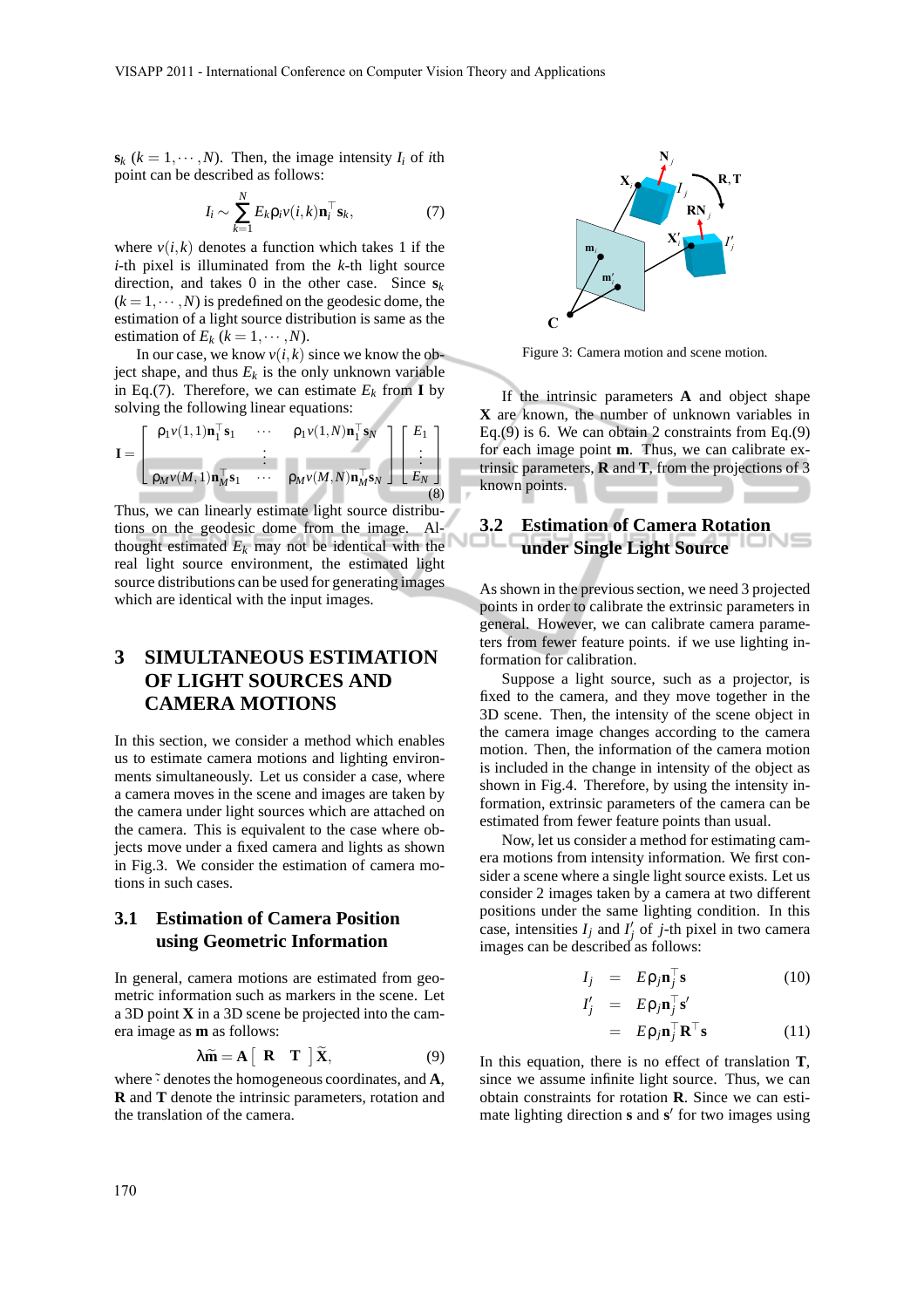$\mathbf{s}_k$ $(k=1,\cdots,N)$. Then, the image intensity $I_i$ of $i$th point can be described as follows:

$$I_i \sim \sum_{k=1}^{N} E_k \rho_i v(i,k) \mathbf{n}_i^\top \mathbf{s}_k, \tag{7}$$

where $v(i,k)$ denotes a function which takes 1 if the $i$-th pixel is illuminated from the $k$-th light source direction, and takes 0 in the other case. Since $\mathbf{s}_k$ $(k=1,\cdots,N)$ is predefined on the geodesic dome, the estimation of a light source distribution is same as the estimation of $E_k$ $(k=1,\cdots,N)$.

In our case, we know $v(i,k)$ since we know the object shape, and thus $E_k$ is the only unknown variable in Eq.(7). Therefore, we can estimate $E_k$ from $\mathbf{I}$ by solving the following linear equations:

$$\mathbf{I} = \begin{bmatrix} \rho_1 v(1,1)\mathbf{n}_1^\top \mathbf{s}_1 & \cdots & \rho_1 v(1,N)\mathbf{n}_1^\top \mathbf{s}_N \\ & \vdots & \\ \rho_M v(M,1)\mathbf{n}_M^\top \mathbf{s}_1 & \cdots & \rho_M v(M,N)\mathbf{n}_M^\top \mathbf{s}_N \end{bmatrix} \begin{bmatrix} E_1 \\ \vdots \\ E_N \end{bmatrix} \tag{8}$$

Thus, we can linearly estimate light source distributions on the geodesic dome from the image. Althought estimated $E_k$ may not be identical with the real light source environment, the estimated light source distributions can be used for generating images which are identical with the input images.

# 3 SIMULTANEOUS ESTIMATION OF LIGHT SOURCES AND CAMERA MOTIONS

In this section, we consider a method which enables us to estimate camera motions and lighting environments simultaneously. Let us consider a case, where a camera moves in the scene and images are taken by the camera under light sources which are attached on the camera. This is equivalent to the case where objects move under a fixed camera and lights as shown in Fig.3. We consider the estimation of camera motions in such cases.

## 3.1 Estimation of Camera Position using Geometric Information

In general, camera motions are estimated from geometric information such as markers in the scene. Let a 3D point $\mathbf{X}$ in a 3D scene be projected into the camera image as $\mathbf{m}$ as follows:

$$\lambda\tilde{\mathbf{m}} = \mathbf{A}\begin{bmatrix} \mathbf{R} & \mathbf{T} \end{bmatrix}\tilde{\mathbf{X}}, \tag{9}$$

where $\tilde{}$ denotes the homogeneous coordinates, and $\mathbf{A}$, $\mathbf{R}$ and $\mathbf{T}$ denote the intrinsic parameters, rotation and the translation of the camera.

Figure 3: Camera motion and scene motion.

If the intrinsic parameters $\mathbf{A}$ and object shape $\mathbf{X}$ are known, the number of unknown variables in Eq.(9) is 6. We can obtain 2 constraints from Eq.(9) for each image point $\mathbf{m}$. Thus, we can calibrate extrinsic parameters, $\mathbf{R}$ and $\mathbf{T}$, from the projections of 3 known points.

## 3.2 Estimation of Camera Rotation under Single Light Source

As shown in the previous section, we need 3 projected points in order to calibrate the extrinsic parameters in general. However, we can calibrate camera parameters from fewer feature points. if we use lighting information for calibration.

Suppose a light source, such as a projector, is fixed to the camera, and they move together in the 3D scene. Then, the intensity of the scene object in the camera image changes according to the camera motion. Then, the information of the camera motion is included in the change in intensity of the object as shown in Fig.4. Therefore, by using the intensity information, extrinsic parameters of the camera can be estimated from fewer feature points than usual.

Now, let us consider a method for estimating camera motions from intensity information. We first consider a scene where a single light source exists. Let us consider 2 images taken by a camera at two different positions under the same lighting condition. In this case, intensities $I_j$ and $I'_j$ of $j$-th pixel in two camera images can be described as follows:

$$I_j = E\rho_j \mathbf{n}_j^\top \mathbf{s} \tag{10}$$

$$\begin{aligned} I'_j &= E\rho_j \mathbf{n}_j^\top \mathbf{s}' \\ &= E\rho_j \mathbf{n}_j^\top \mathbf{R}^\top \mathbf{s} \end{aligned} \tag{11}$$

In this equation, there is no effect of translation $\mathbf{T}$, since we assume infinite light source. Thus, we can obtain constraints for rotation $\mathbf{R}$. Since we can estimate lighting direction $\mathbf{s}$ and $\mathbf{s}'$ for two images using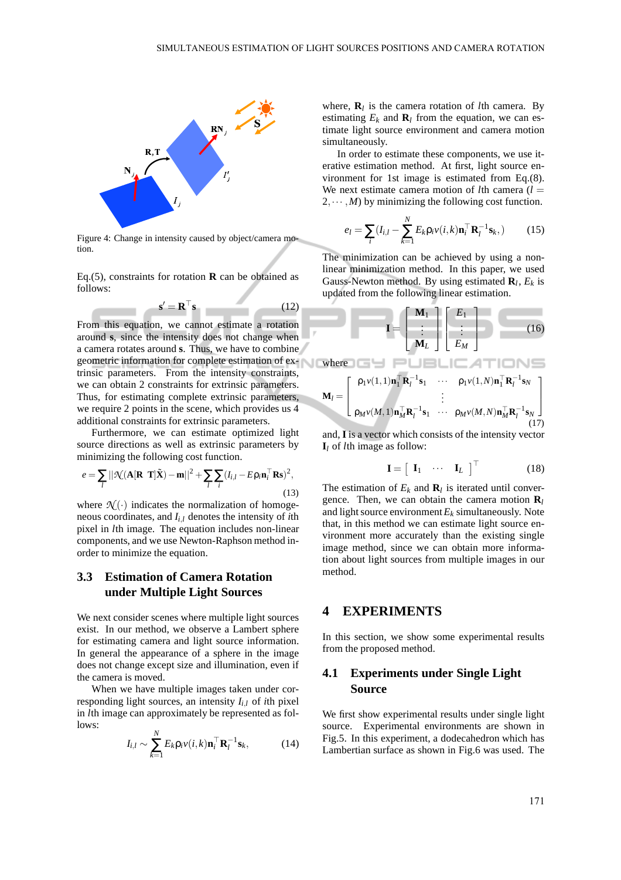Figure 4: Change in intensity caused by object/camera motion.

Eq.(5), constraints for rotation $\mathbf{R}$ can be obtained as follows:

$$\mathbf{s}' = \mathbf{R}^\top \mathbf{s} \tag{12}$$

From this equation, we cannot estimate a rotation around $\mathbf{s}$, since the intensity does not change when a camera rotates around $\mathbf{s}$. Thus, we have to combine geometric information for complete estimation of extrinsic parameters. From the intensity constraints, we can obtain 2 constraints for extrinsic parameters. Thus, for estimating complete extrinsic parameters, we require 2 points in the scene, which provides us 4 additional constraints for extrinsic parameters.

Furthermore, we can estimate optimized light source directions as well as extrinsic parameters by minimizing the following cost function.

$$e = \sum_l ||\mathcal{N}(\mathbf{A}[\mathbf{R}\ \ \mathbf{T}]\tilde{\mathbf{X}}) - \mathbf{m}||^2 + \sum_l \sum_i (I_{i,l} - E\rho_i \mathbf{n}_i^\top \mathbf{R}\mathbf{s})^2, \tag{13}$$

where $\mathcal{N}(\cdot)$ indicates the normalization of homogeneous coordinates, and $I_{i,l}$ denotes the intensity of $i$th pixel in $l$th image. The equation includes non-linear components, and we use Newton-Raphson method in-order to minimize the equation.

### 3.3 Estimation of Camera Rotation under Multiple Light Sources

We next consider scenes where multiple light sources exist. In our method, we observe a Lambert sphere for estimating camera and light source information. In general the appearance of a sphere in the image does not change except size and illumination, even if the camera is moved.

When we have multiple images taken under corresponding light sources, an intensity $I_{i,l}$ of $i$th pixel in $l$th image can approximately be represented as follows:

$$I_{i,l} \sim \sum_{k=1}^{N} E_k \rho_i v(i,k) \mathbf{n}_i^\top \mathbf{R}_l^{-1} \mathbf{s}_k, \tag{14}$$

where, $\mathbf{R}_l$ is the camera rotation of $l$th camera. By estimating $E_k$ and $\mathbf{R}_l$ from the equation, we can estimate light source environment and camera motion simultaneously.

In order to estimate these components, we use iterative estimation method. At first, light source environment for 1st image is estimated from Eq.(8). We next estimate camera motion of $l$th camera ($l = 2, \cdots, M$) by minimizing the following cost function.

$$e_l = \sum_i (I_{i,l} - \sum_{k=1}^{N} E_k \rho_i v(i,k) \mathbf{n}_i^\top \mathbf{R}_l^{-1} \mathbf{s}_k, ) \tag{15}$$

The minimization can be achieved by using a non-linear minimization method. In this paper, we used Gauss-Newton method. By using estimated $\mathbf{R}_l$, $E_k$ is updated from the following linear estimation.

$$\mathbf{I} = \begin{bmatrix} \mathbf{M}_1 \\ \vdots \\ \mathbf{M}_L \end{bmatrix} \begin{bmatrix} E_1 \\ \vdots \\ E_M \end{bmatrix} \tag{16}$$

where

$$\mathbf{M}_l = \begin{bmatrix} \rho_1 v(1,1) \mathbf{n}_1^\top \mathbf{R}_l^{-1} \mathbf{s}_1 & \cdots & \rho_1 v(1,N) \mathbf{n}_1^\top \mathbf{R}_l^{-1} \mathbf{s}_N \\ & \vdots & \\ \rho_M v(M,1) \mathbf{n}_M^\top \mathbf{R}_l^{-1} \mathbf{s}_1 & \cdots & \rho_M v(M,N) \mathbf{n}_M^\top \mathbf{R}_l^{-1} \mathbf{s}_N \end{bmatrix} \tag{17}$$

and, $\mathbf{I}$ is a vector which consists of the intensity vector $\mathbf{I}_l$ of $l$th image as follow:

$$\mathbf{I} = \begin{bmatrix} \mathbf{I}_1 & \cdots & \mathbf{I}_L \end{bmatrix}^\top \tag{18}$$

The estimation of $E_k$ and $\mathbf{R}_l$ is iterated until convergence. Then, we can obtain the camera motion $\mathbf{R}_l$ and light source environment $E_k$ simultaneously. Note that, in this method we can estimate light source environment more accurately than the existing single image method, since we can obtain more information about light sources from multiple images in our method.

## 4 EXPERIMENTS

In this section, we show some experimental results from the proposed method.

### 4.1 Experiments under Single Light Source

We first show experimental results under single light source. Experimental environments are shown in Fig.5. In this experiment, a dodecahedron which has Lambertian surface as shown in Fig.6 was used. The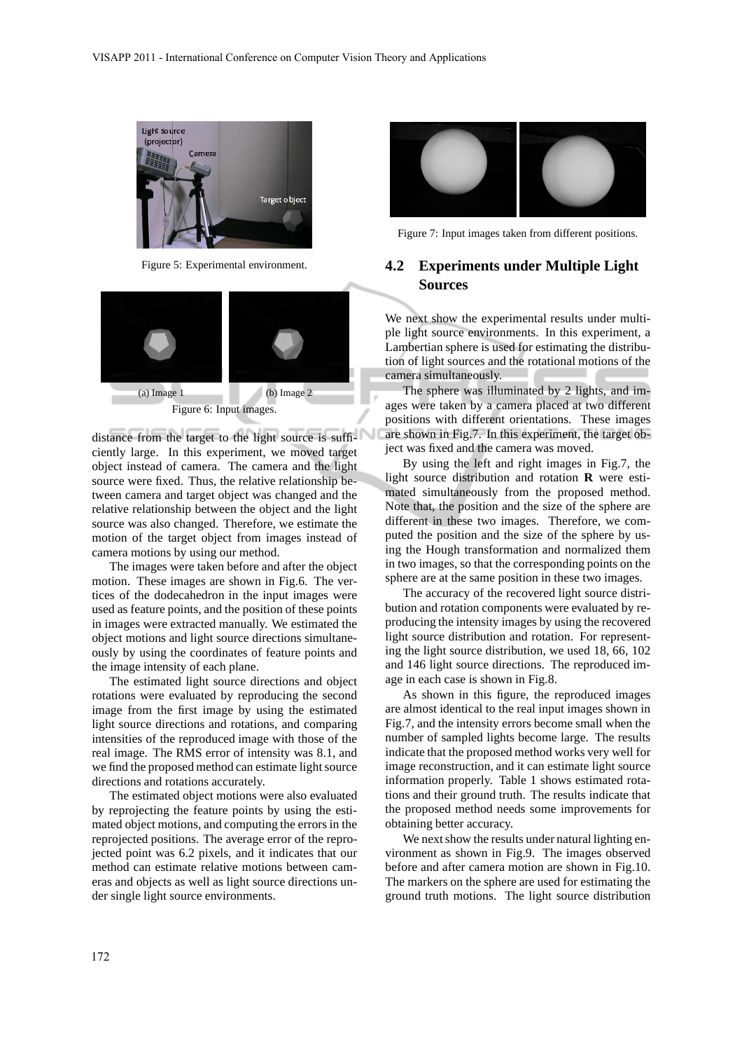Figure 5: Experimental environment.

(a) Image 1

(b) Image 2

Figure 6: Input images.

distance from the target to the light source is sufficiently large. In this experiment, we moved target object instead of camera. The camera and the light source were fixed. Thus, the relative relationship between camera and target object was changed and the relative relationship between the object and the light source was also changed. Therefore, we estimate the motion of the target object from images instead of camera motions by using our method.

The images were taken before and after the object motion. These images are shown in Fig.6. The vertices of the dodecahedron in the input images were used as feature points, and the position of these points in images were extracted manually. We estimated the object motions and light source directions simultaneously by using the coordinates of feature points and the image intensity of each plane.

The estimated light source directions and object rotations were evaluated by reproducing the second image from the first image by using the estimated light source directions and rotations, and comparing intensities of the reproduced image with those of the real image. The RMS error of intensity was 8.1, and we find the proposed method can estimate light source directions and rotations accurately.

The estimated object motions were also evaluated by reprojecting the feature points by using the estimated object motions, and computing the errors in the reprojected positions. The average error of the reprojected point was 6.2 pixels, and it indicates that our method can estimate relative motions between cameras and objects as well as light source directions under single light source environments.

Figure 7: Input images taken from different positions.

## 4.2 Experiments under Multiple Light Sources

We next show the experimental results under multiple light source environments. In this experiment, a Lambertian sphere is used for estimating the distribution of light sources and the rotational motions of the camera simultaneously.

The sphere was illuminated by 2 lights, and images were taken by a camera placed at two different positions with different orientations. These images are shown in Fig.7. In this experiment, the target object was fixed and the camera was moved.

By using the left and right images in Fig.7, the light source distribution and rotation $\mathbf{R}$ were estimated simultaneously from the proposed method. Note that, the position and the size of the sphere are different in these two images. Therefore, we computed the position and the size of the sphere by using the Hough transformation and normalized them in two images, so that the corresponding points on the sphere are at the same position in these two images.

The accuracy of the recovered light source distribution and rotation components were evaluated by reproducing the intensity images by using the recovered light source distribution and rotation. For representing the light source distribution, we used 18, 66, 102 and 146 light source directions. The reproduced image in each case is shown in Fig.8.

As shown in this figure, the reproduced images are almost identical to the real input images shown in Fig.7, and the intensity errors become small when the number of sampled lights become large. The results indicate that the proposed method works very well for image reconstruction, and it can estimate light source information properly. Table 1 shows estimated rotations and their ground truth. The results indicate that the proposed method needs some improvements for obtaining better accuracy.

We next show the results under natural lighting environment as shown in Fig.9. The images observed before and after camera motion are shown in Fig.10. The markers on the sphere are used for estimating the ground truth motions. The light source distribution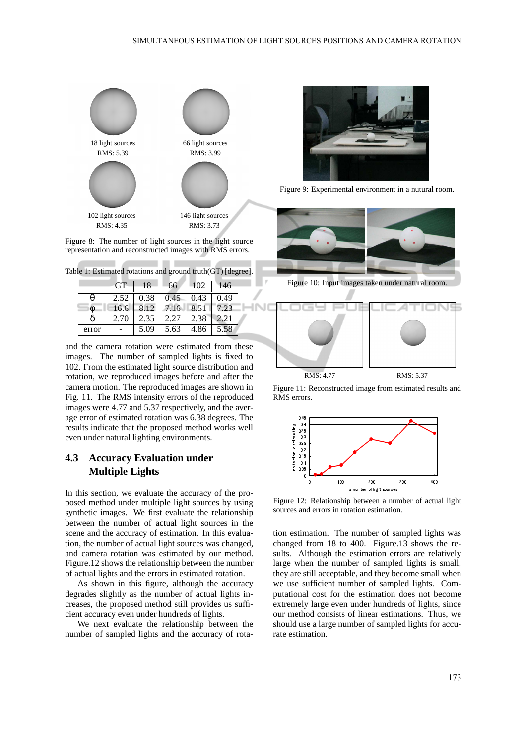18 light sources
RMS: 5.39

66 light sources
RMS: 3.99

102 light sources
RMS: 4.35

146 light sources
RMS: 3.73

Figure 8: The number of light sources in the light source representation and reconstructed images with RMS errors.

Table 1: Estimated rotations and ground truth(GT) [degree].

| | GT | 18 | 66 | 102 | 146 |
|---|---|---|---|---|---|
| θ | 2.52 | 0.38 | 0.45 | 0.43 | 0.49 |
| φ | 16.6 | 8.12 | 7.16 | 8.51 | 7.23 |
| δ | 2.70 | 2.35 | 2.27 | 2.38 | 2.21 |
| error | - | 5.09 | 5.63 | 4.86 | 5.58 |

and the camera rotation were estimated from these images. The number of sampled lights is fixed to 102. From the estimated light source distribution and rotation, we reproduced images before and after the camera motion. The reproduced images are shown in Fig. 11. The RMS intensity errors of the reproduced images were 4.77 and 5.37 respectively, and the average error of estimated rotation was 6.38 degrees. The results indicate that the proposed method works well even under natural lighting environments.

### 4.3 Accuracy Evaluation under Multiple Lights

In this section, we evaluate the accuracy of the proposed method under multiple light sources by using synthetic images. We first evaluate the relationship between the number of actual light sources in the scene and the accuracy of estimation. In this evaluation, the number of actual light sources was changed, and camera rotation was estimated by our method. Figure.12 shows the relationship between the number of actual lights and the errors in estimated rotation.

As shown in this figure, although the accuracy degrades slightly as the number of actual lights increases, the proposed method still provides us sufficient accuracy even under hundreds of lights.

We next evaluate the relationship between the number of sampled lights and the accuracy of rotation estimation. The number of sampled lights was changed from 18 to 400. Figure.13 shows the results. Although the estimation errors are relatively large when the number of sampled lights is small, they are still acceptable, and they become small when we use sufficient number of sampled lights. Computational cost for the estimation does not become extremely large even under hundreds of lights, since our method consists of linear estimations. Thus, we should use a large number of sampled lights for accurate estimation.

Figure 9: Experimental environment in a nutural room.

Figure 10: Input images taken under natural room.

RMS: 4.77

RMS: 5.37

Figure 11: Reconstructed image from estimated results and RMS errors.

Figure 12: Relationship between a number of actual light sources and errors in rotation estimation.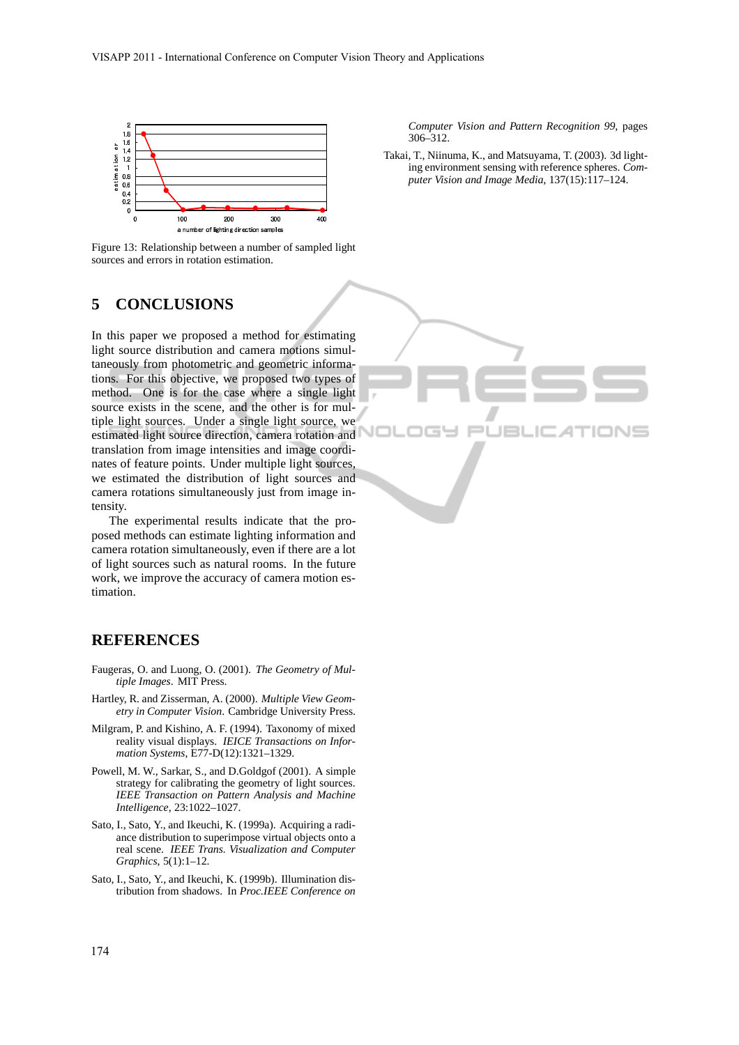2
1.8
1.6
1.4
1.2
1
0.8
0.6
0.4
0.2
0

0
100
200
300
400

estimation er

a number of lighting direction samples

Figure 13: Relationship between a number of sampled light sources and errors in rotation estimation.

## 5 CONCLUSIONS

In this paper we proposed a method for estimating light source distribution and camera motions simultaneously from photometric and geometric informations. For this objective, we proposed two types of method. One is for the case where a single light source exists in the scene, and the other is for multiple light sources. Under a single light source, we estimated light source direction, camera rotation and translation from image intensities and image coordinates of feature points. Under multiple light sources, we estimated the distribution of light sources and camera rotations simultaneously just from image intensity.

The experimental results indicate that the proposed methods can estimate lighting information and camera rotation simultaneously, even if there are a lot of light sources such as natural rooms. In the future work, we improve the accuracy of camera motion estimation.

## REFERENCES

Faugeras, O. and Luong, O. (2001). *The Geometry of Multiple Images*. MIT Press.

Hartley, R. and Zisserman, A. (2000). *Multiple View Geometry in Computer Vision*. Cambridge University Press.

Milgram, P. and Kishino, A. F. (1994). Taxonomy of mixed reality visual displays. *IEICE Transactions on Information Systems*, E77-D(12):1321–1329.

Powell, M. W., Sarkar, S., and D.Goldgof (2001). A simple strategy for calibrating the geometry of light sources. *IEEE Transaction on Pattern Analysis and Machine Intelligence*, 23:1022–1027.

Sato, I., Sato, Y., and Ikeuchi, K. (1999a). Acquiring a radiance distribution to superimpose virtual objects onto a real scene. *IEEE Trans. Visualization and Computer Graphics*, 5(1):1–12.

Sato, I., Sato, Y., and Ikeuchi, K. (1999b). Illumination distribution from shadows. In *Proc.IEEE Conference on Computer Vision and Pattern Recognition 99*, pages 306–312.

Takai, T., Niinuma, K., and Matsuyama, T. (2003). 3d lighting environment sensing with reference spheres. *Computer Vision and Image Media*, 137(15):117–124.